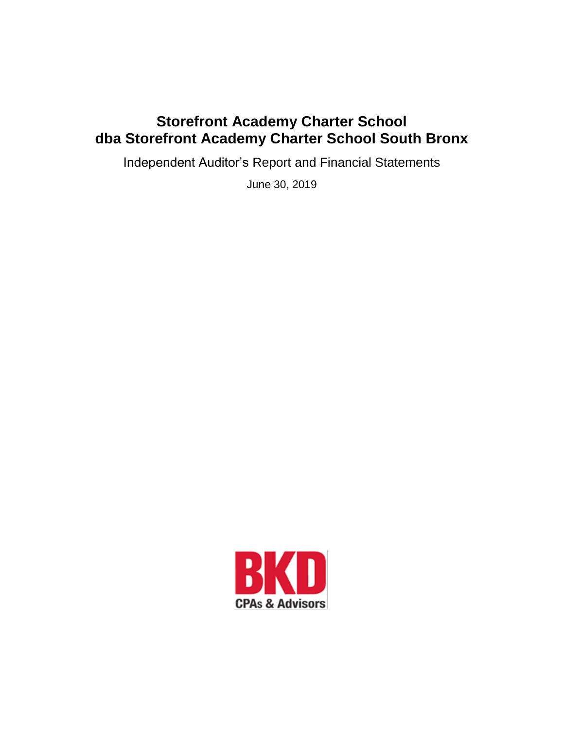# Storefront Academy Charter School
# dba Storefront Academy Charter School South Bronx

Independent Auditor's Report and Financial Statements

June 30, 2019

BKD
CPAs & Advisors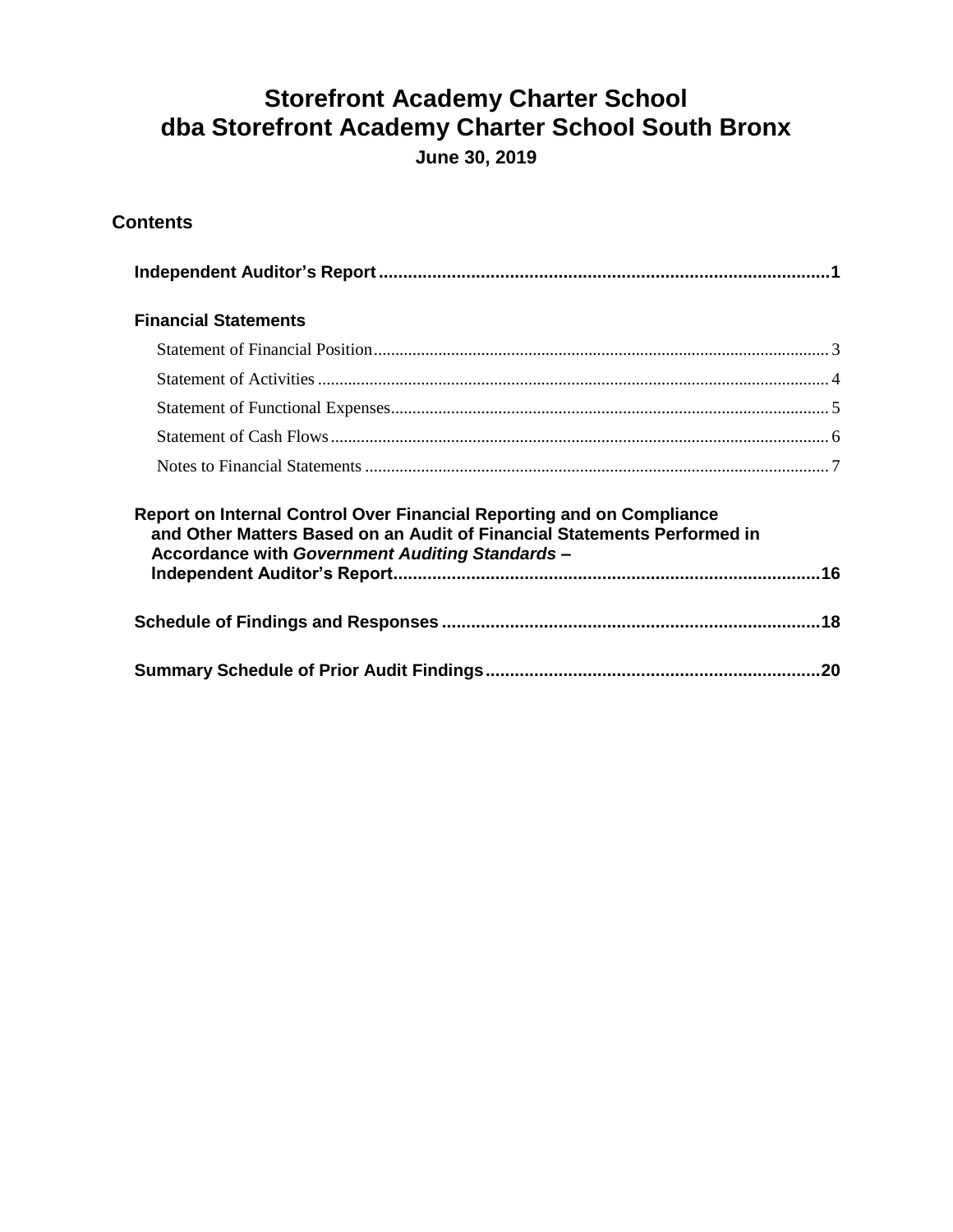# Storefront Academy Charter School
# dba Storefront Academy Charter School South Bronx

### June 30, 2019

## Contents

**Independent Auditor's Report** .............................................................................................1

**Financial Statements**

- Statement of Financial Position ......................................................................................... 3
- Statement of Activities ..................................................................................................... 4
- Statement of Functional Expenses ..................................................................................... 5
- Statement of Cash Flows .................................................................................................. 6
- Notes to Financial Statements ........................................................................................... 7

**Report on Internal Control Over Financial Reporting and on Compliance and Other Matters Based on an Audit of Financial Statements Performed in Accordance with *Government Auditing Standards* – Independent Auditor's Report** ......................................................................................16

**Schedule of Findings and Responses** .............................................................................18

**Summary Schedule of Prior Audit Findings** .....................................................................20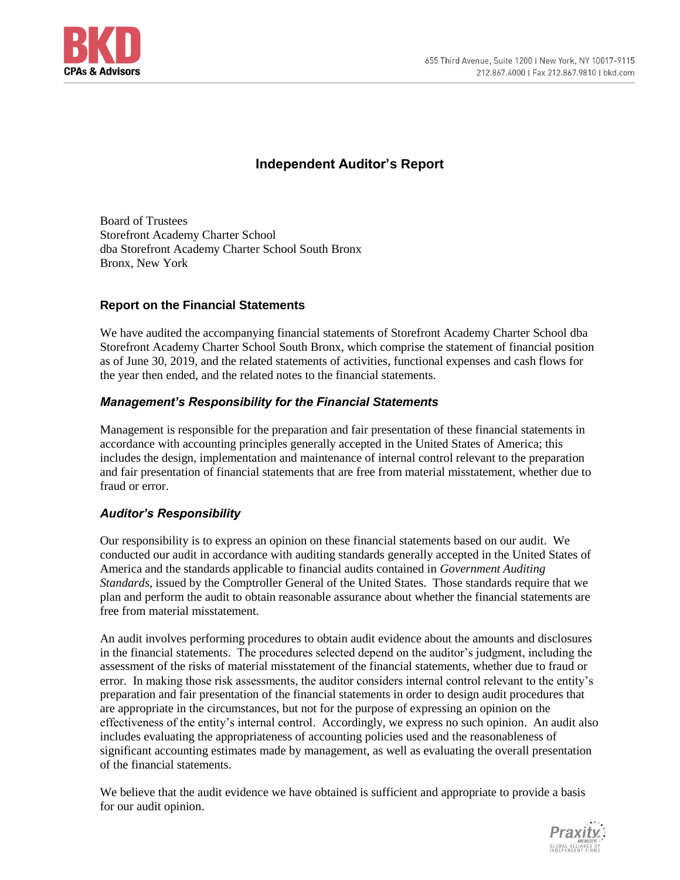# Independent Auditor's Report

Board of Trustees
Storefront Academy Charter School
dba Storefront Academy Charter School South Bronx
Bronx, New York

## Report on the Financial Statements

We have audited the accompanying financial statements of Storefront Academy Charter School dba Storefront Academy Charter School South Bronx, which comprise the statement of financial position as of June 30, 2019, and the related statements of activities, functional expenses and cash flows for the year then ended, and the related notes to the financial statements.

### *Management's Responsibility for the Financial Statements*

Management is responsible for the preparation and fair presentation of these financial statements in accordance with accounting principles generally accepted in the United States of America; this includes the design, implementation and maintenance of internal control relevant to the preparation and fair presentation of financial statements that are free from material misstatement, whether due to fraud or error.

### *Auditor's Responsibility*

Our responsibility is to express an opinion on these financial statements based on our audit. We conducted our audit in accordance with auditing standards generally accepted in the United States of America and the standards applicable to financial audits contained in *Government Auditing Standards*, issued by the Comptroller General of the United States. Those standards require that we plan and perform the audit to obtain reasonable assurance about whether the financial statements are free from material misstatement.

An audit involves performing procedures to obtain audit evidence about the amounts and disclosures in the financial statements. The procedures selected depend on the auditor's judgment, including the assessment of the risks of material misstatement of the financial statements, whether due to fraud or error. In making those risk assessments, the auditor considers internal control relevant to the entity's preparation and fair presentation of the financial statements in order to design audit procedures that are appropriate in the circumstances, but not for the purpose of expressing an opinion on the effectiveness of the entity's internal control. Accordingly, we express no such opinion. An audit also includes evaluating the appropriateness of accounting policies used and the reasonableness of significant accounting estimates made by management, as well as evaluating the overall presentation of the financial statements.

We believe that the audit evidence we have obtained is sufficient and appropriate to provide a basis for our audit opinion.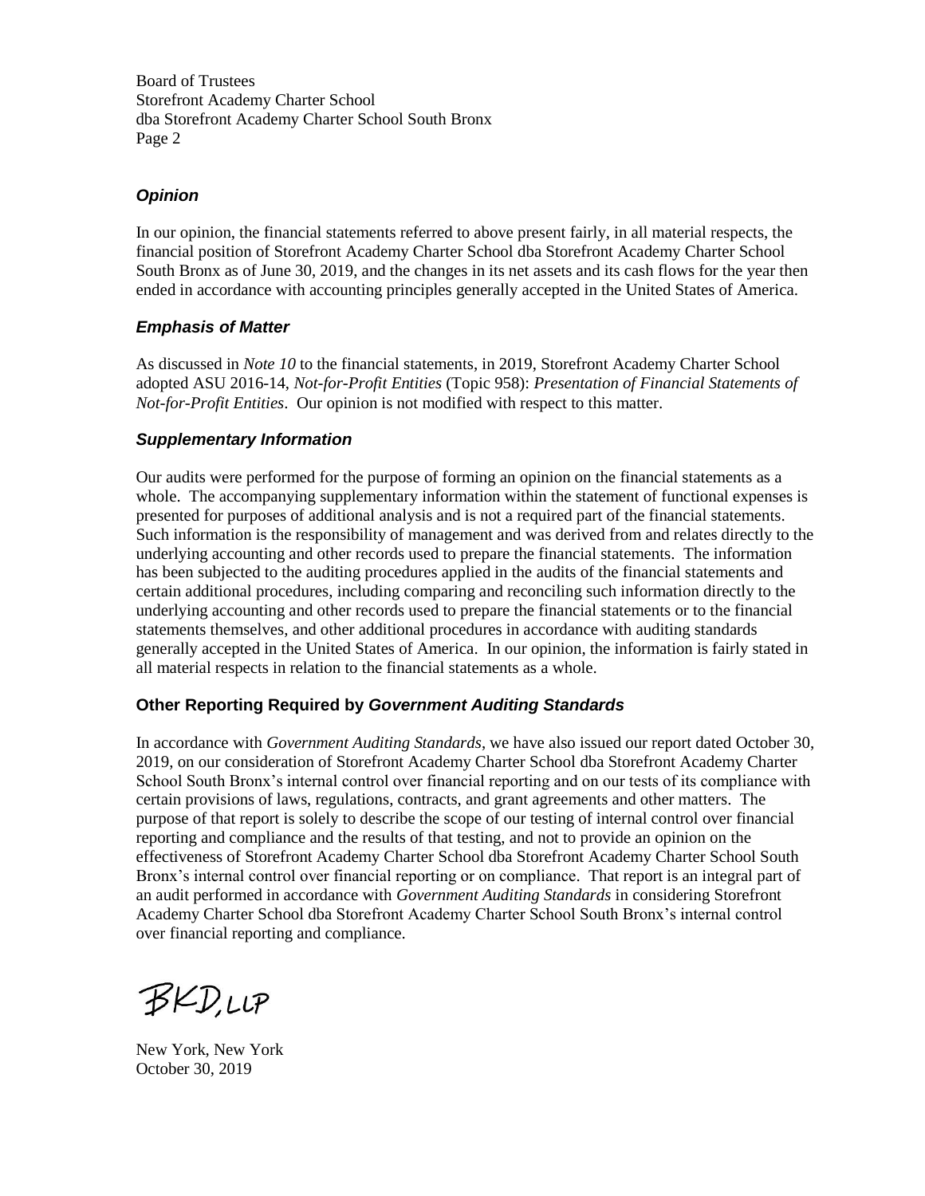Board of Trustees
Storefront Academy Charter School
dba Storefront Academy Charter School South Bronx
Page 2

### *Opinion*

In our opinion, the financial statements referred to above present fairly, in all material respects, the financial position of Storefront Academy Charter School dba Storefront Academy Charter School South Bronx as of June 30, 2019, and the changes in its net assets and its cash flows for the year then ended in accordance with accounting principles generally accepted in the United States of America.

### *Emphasis of Matter*

As discussed in *Note 10* to the financial statements, in 2019, Storefront Academy Charter School adopted ASU 2016-14, *Not-for-Profit Entities* (Topic 958): *Presentation of Financial Statements of Not-for-Profit Entities*. Our opinion is not modified with respect to this matter.

### *Supplementary Information*

Our audits were performed for the purpose of forming an opinion on the financial statements as a whole. The accompanying supplementary information within the statement of functional expenses is presented for purposes of additional analysis and is not a required part of the financial statements. Such information is the responsibility of management and was derived from and relates directly to the underlying accounting and other records used to prepare the financial statements. The information has been subjected to the auditing procedures applied in the audits of the financial statements and certain additional procedures, including comparing and reconciling such information directly to the underlying accounting and other records used to prepare the financial statements or to the financial statements themselves, and other additional procedures in accordance with auditing standards generally accepted in the United States of America. In our opinion, the information is fairly stated in all material respects in relation to the financial statements as a whole.

### Other Reporting Required by *Government Auditing Standards*

In accordance with *Government Auditing Standards*, we have also issued our report dated October 30, 2019, on our consideration of Storefront Academy Charter School dba Storefront Academy Charter School South Bronx's internal control over financial reporting and on our tests of its compliance with certain provisions of laws, regulations, contracts, and grant agreements and other matters. The purpose of that report is solely to describe the scope of our testing of internal control over financial reporting and compliance and the results of that testing, and not to provide an opinion on the effectiveness of Storefront Academy Charter School dba Storefront Academy Charter School South Bronx's internal control over financial reporting or on compliance. That report is an integral part of an audit performed in accordance with *Government Auditing Standards* in considering Storefront Academy Charter School dba Storefront Academy Charter School South Bronx's internal control over financial reporting and compliance.

BKD, LLP

New York, New York
October 30, 2019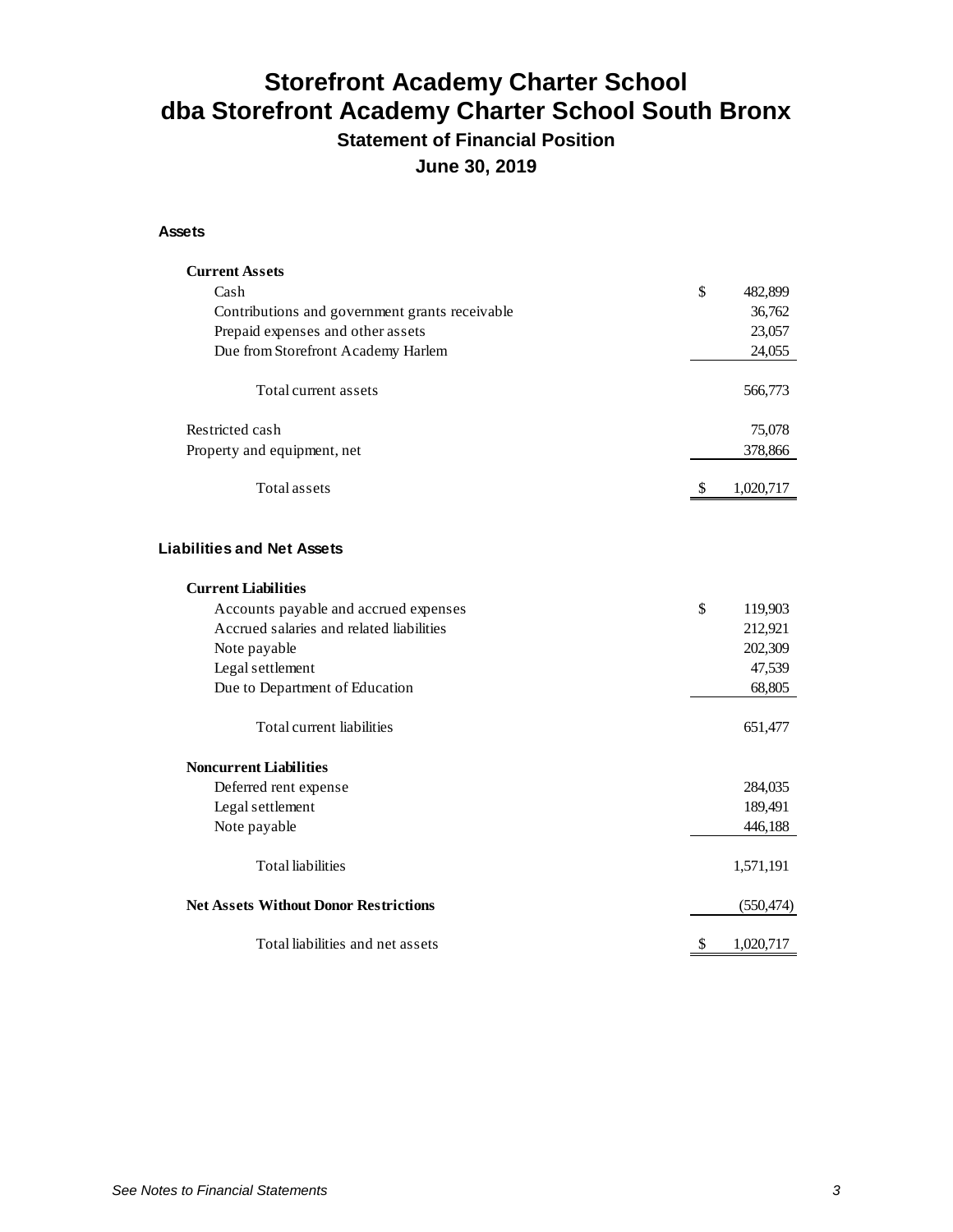# Storefront Academy Charter School
# dba Storefront Academy Charter School South Bronx

### Statement of Financial Position

### June 30, 2019

**Assets**

| | |
|---|---|
| **Current Assets** | |
| Cash | $ 482,899 |
| Contributions and government grants receivable | 36,762 |
| Prepaid expenses and other assets | 23,057 |
| Due from Storefront Academy Harlem | 24,055 |
| Total current assets | 566,773 |
| Restricted cash | 75,078 |
| Property and equipment, net | 378,866 |
| Total assets | $ 1,020,717 |

**Liabilities and Net Assets**

| | |
|---|---|
| **Current Liabilities** | |
| Accounts payable and accrued expenses | $ 119,903 |
| Accrued salaries and related liabilities | 212,921 |
| Note payable | 202,309 |
| Legal settlement | 47,539 |
| Due to Department of Education | 68,805 |
| Total current liabilities | 651,477 |
| **Noncurrent Liabilities** | |
| Deferred rent expense | 284,035 |
| Legal settlement | 189,491 |
| Note payable | 446,188 |
| Total liabilities | 1,571,191 |
| **Net Assets Without Donor Restrictions** | (550,474) |
| Total liabilities and net assets | $ 1,020,717 |

*See Notes to Financial Statements*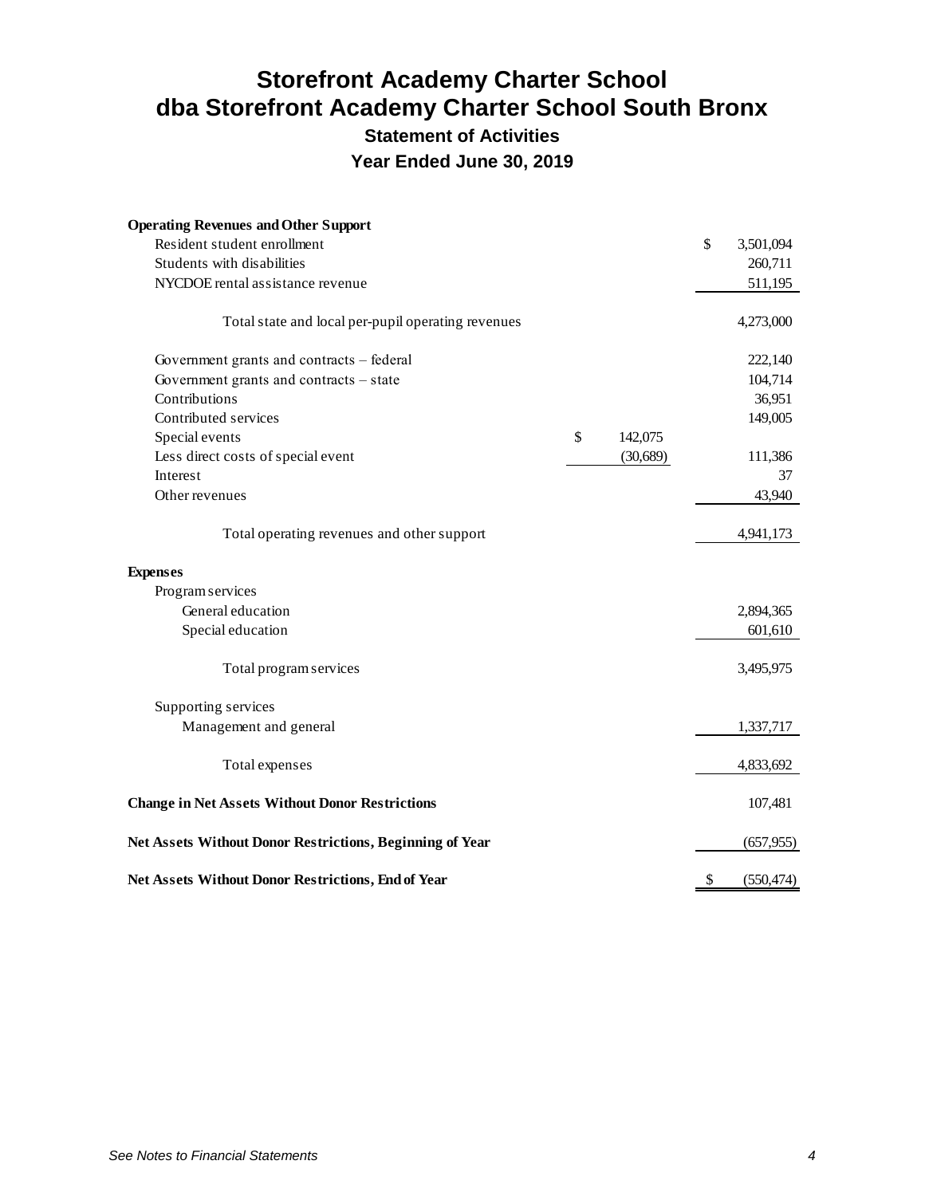# Storefront Academy Charter School
# dba Storefront Academy Charter School South Bronx

### Statement of Activities

### Year Ended June 30, 2019

| | | |
|---|---|---|
| **Operating Revenues and Other Support** | | |
| Resident student enrollment | | $ 3,501,094 |
| Students with disabilities | | 260,711 |
| NYCDOE rental assistance revenue | | 511,195 |
| Total state and local per-pupil operating revenues | | 4,273,000 |
| Government grants and contracts – federal | | 222,140 |
| Government grants and contracts – state | | 104,714 |
| Contributions | | 36,951 |
| Contributed services | | 149,005 |
| Special events | $ 142,075 | |
| Less direct costs of special event | (30,689) | 111,386 |
| Interest | | 37 |
| Other revenues | | 43,940 |
| Total operating revenues and other support | | 4,941,173 |
| **Expenses** | | |
| Program services | | |
| General education | | 2,894,365 |
| Special education | | 601,610 |
| Total program services | | 3,495,975 |
| Supporting services | | |
| Management and general | | 1,337,717 |
| Total expenses | | 4,833,692 |
| **Change in Net Assets Without Donor Restrictions** | | 107,481 |
| **Net Assets Without Donor Restrictions, Beginning of Year** | | (657,955) |
| **Net Assets Without Donor Restrictions, End of Year** | | $ (550,474) |

*See Notes to Financial Statements*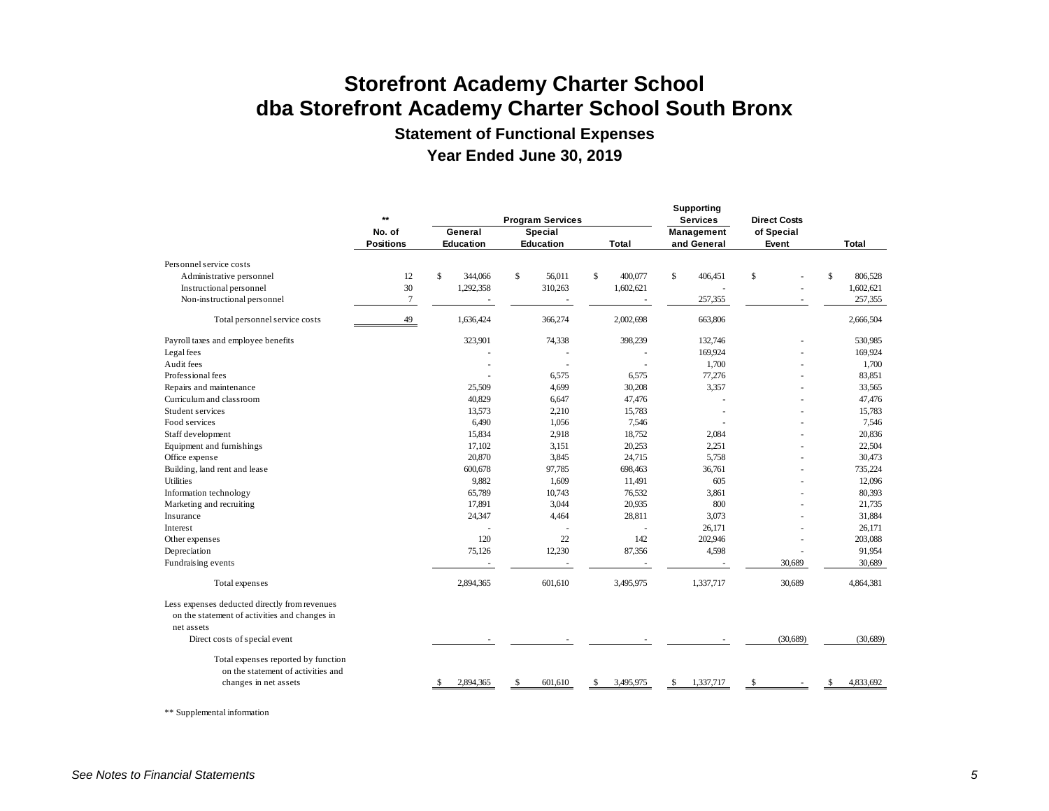# Storefront Academy Charter School
# dba Storefront Academy Charter School South Bronx

## Statement of Functional Expenses

## Year Ended June 30, 2019

| | ** No. of Positions | Program Services General Education | Program Services Special Education | Program Services Total | Supporting Services Management and General | Direct Costs of Special Event | Total |
|---|---|---|---|---|---|---|---|
| Personnel service costs | | | | | | | |
| Administrative personnel | 12 | $ 344,066 | $ 56,011 | $ 400,077 | $ 406,451 | $ - | $ 806,528 |
| Instructional personnel | 30 | 1,292,358 | 310,263 | 1,602,621 | - | - | 1,602,621 |
| Non-instructional personnel | 7 | - | - | - | 257,355 | - | 257,355 |
| Total personnel service costs | 49 | 1,636,424 | 366,274 | 2,002,698 | 663,806 | | 2,666,504 |
| Payroll taxes and employee benefits | | 323,901 | 74,338 | 398,239 | 132,746 | - | 530,985 |
| Legal fees | | - | - | - | 169,924 | - | 169,924 |
| Audit fees | | - | - | - | 1,700 | - | 1,700 |
| Professional fees | | - | 6,575 | 6,575 | 77,276 | - | 83,851 |
| Repairs and maintenance | | 25,509 | 4,699 | 30,208 | 3,357 | - | 33,565 |
| Curriculum and classroom | | 40,829 | 6,647 | 47,476 | - | - | 47,476 |
| Student services | | 13,573 | 2,210 | 15,783 | - | - | 15,783 |
| Food services | | 6,490 | 1,056 | 7,546 | - | - | 7,546 |
| Staff development | | 15,834 | 2,918 | 18,752 | 2,084 | - | 20,836 |
| Equipment and furnishings | | 17,102 | 3,151 | 20,253 | 2,251 | - | 22,504 |
| Office expense | | 20,870 | 3,845 | 24,715 | 5,758 | - | 30,473 |
| Building, land rent and lease | | 600,678 | 97,785 | 698,463 | 36,761 | - | 735,224 |
| Utilities | | 9,882 | 1,609 | 11,491 | 605 | - | 12,096 |
| Information technology | | 65,789 | 10,743 | 76,532 | 3,861 | - | 80,393 |
| Marketing and recruiting | | 17,891 | 3,044 | 20,935 | 800 | - | 21,735 |
| Insurance | | 24,347 | 4,464 | 28,811 | 3,073 | - | 31,884 |
| Interest | | - | - | - | 26,171 | - | 26,171 |
| Other expenses | | 120 | 22 | 142 | 202,946 | - | 203,088 |
| Depreciation | | 75,126 | 12,230 | 87,356 | 4,598 | - | 91,954 |
| Fundraising events | | - | - | - | - | 30,689 | 30,689 |
| Total expenses | | 2,894,365 | 601,610 | 3,495,975 | 1,337,717 | 30,689 | 4,864,381 |
| Less expenses deducted directly from revenues on the statement of activities and changes in net assets | | | | | | | |
| Direct costs of special event | | - | - | - | - | (30,689) | (30,689) |
| Total expenses reported by function on the statement of activities and changes in net assets | | $ 2,894,365 | $ 601,610 | $ 3,495,975 | $ 1,337,717 | $ - | $ 4,833,692 |

** Supplemental information

*See Notes to Financial Statements*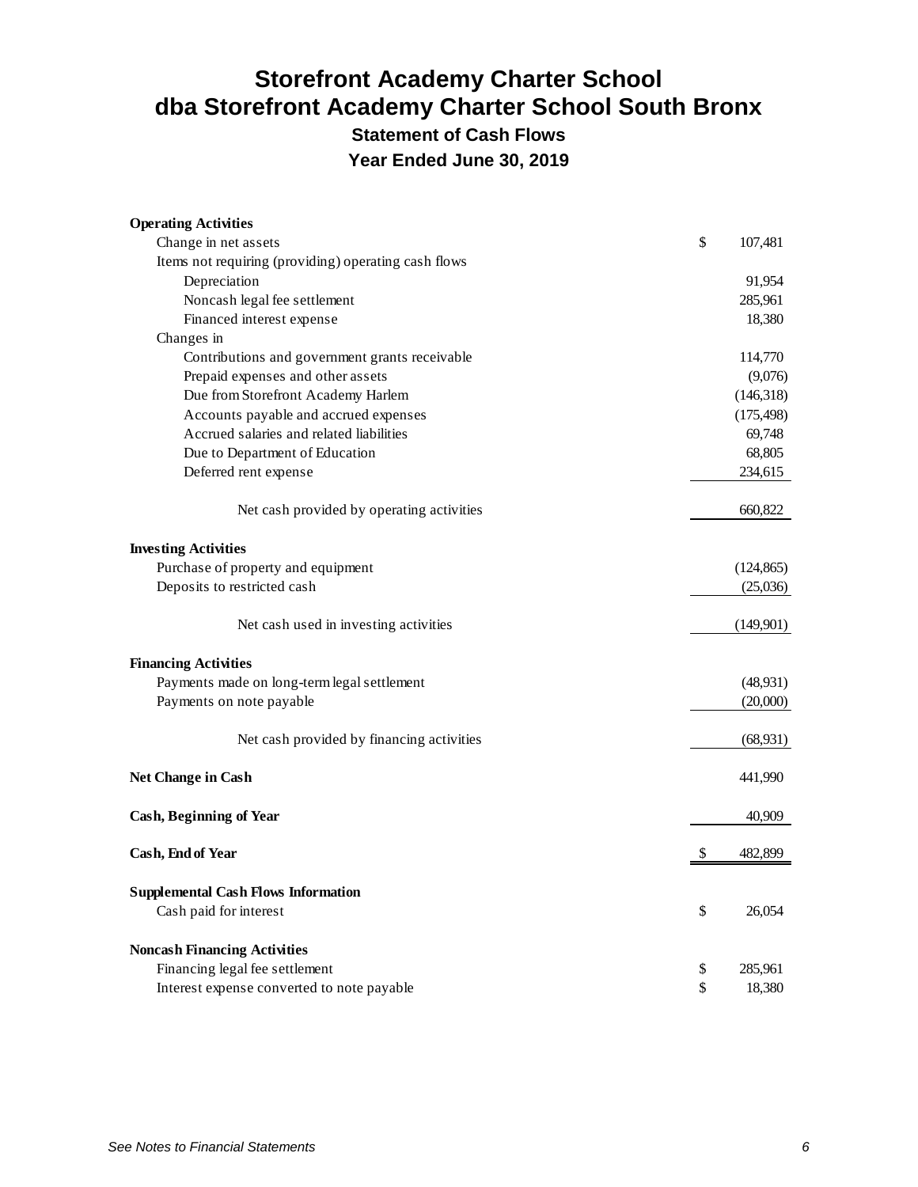# Storefront Academy Charter School
# dba Storefront Academy Charter School South Bronx

### Statement of Cash Flows

### Year Ended June 30, 2019

| | |
|---|---|
| **Operating Activities** | |
| Change in net assets | $ 107,481 |
| Items not requiring (providing) operating cash flows | |
| Depreciation | 91,954 |
| Noncash legal fee settlement | 285,961 |
| Financed interest expense | 18,380 |
| Changes in | |
| Contributions and government grants receivable | 114,770 |
| Prepaid expenses and other assets | (9,076) |
| Due from Storefront Academy Harlem | (146,318) |
| Accounts payable and accrued expenses | (175,498) |
| Accrued salaries and related liabilities | 69,748 |
| Due to Department of Education | 68,805 |
| Deferred rent expense | 234,615 |
| Net cash provided by operating activities | 660,822 |
| **Investing Activities** | |
| Purchase of property and equipment | (124,865) |
| Deposits to restricted cash | (25,036) |
| Net cash used in investing activities | (149,901) |
| **Financing Activities** | |
| Payments made on long-term legal settlement | (48,931) |
| Payments on note payable | (20,000) |
| Net cash provided by financing activities | (68,931) |
| **Net Change in Cash** | 441,990 |
| **Cash, Beginning of Year** | 40,909 |
| **Cash, End of Year** | $ 482,899 |
| **Supplemental Cash Flows Information** | |
| Cash paid for interest | $ 26,054 |
| **Noncash Financing Activities** | |
| Financing legal fee settlement | $ 285,961 |
| Interest expense converted to note payable | $ 18,380 |

*See Notes to Financial Statements*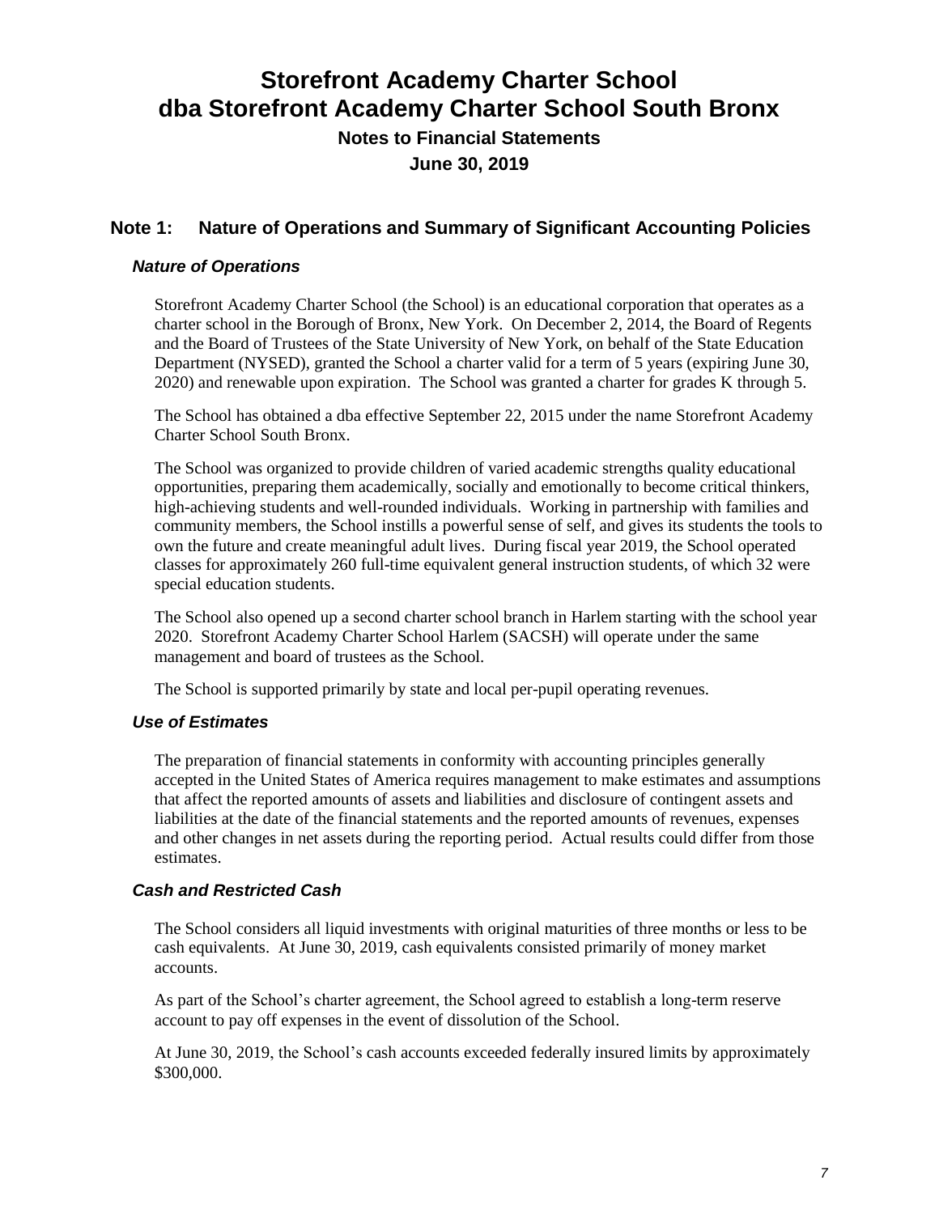# Storefront Academy Charter School dba Storefront Academy Charter School South Bronx

## Notes to Financial Statements

## June 30, 2019

## Note 1: Nature of Operations and Summary of Significant Accounting Policies

### *Nature of Operations*

Storefront Academy Charter School (the School) is an educational corporation that operates as a charter school in the Borough of Bronx, New York. On December 2, 2014, the Board of Regents and the Board of Trustees of the State University of New York, on behalf of the State Education Department (NYSED), granted the School a charter valid for a term of 5 years (expiring June 30, 2020) and renewable upon expiration. The School was granted a charter for grades K through 5.

The School has obtained a dba effective September 22, 2015 under the name Storefront Academy Charter School South Bronx.

The School was organized to provide children of varied academic strengths quality educational opportunities, preparing them academically, socially and emotionally to become critical thinkers, high-achieving students and well-rounded individuals. Working in partnership with families and community members, the School instills a powerful sense of self, and gives its students the tools to own the future and create meaningful adult lives. During fiscal year 2019, the School operated classes for approximately 260 full-time equivalent general instruction students, of which 32 were special education students.

The School also opened up a second charter school branch in Harlem starting with the school year 2020. Storefront Academy Charter School Harlem (SACSH) will operate under the same management and board of trustees as the School.

The School is supported primarily by state and local per-pupil operating revenues.

### *Use of Estimates*

The preparation of financial statements in conformity with accounting principles generally accepted in the United States of America requires management to make estimates and assumptions that affect the reported amounts of assets and liabilities and disclosure of contingent assets and liabilities at the date of the financial statements and the reported amounts of revenues, expenses and other changes in net assets during the reporting period. Actual results could differ from those estimates.

### *Cash and Restricted Cash*

The School considers all liquid investments with original maturities of three months or less to be cash equivalents. At June 30, 2019, cash equivalents consisted primarily of money market accounts.

As part of the School's charter agreement, the School agreed to establish a long-term reserve account to pay off expenses in the event of dissolution of the School.

At June 30, 2019, the School's cash accounts exceeded federally insured limits by approximately $300,000.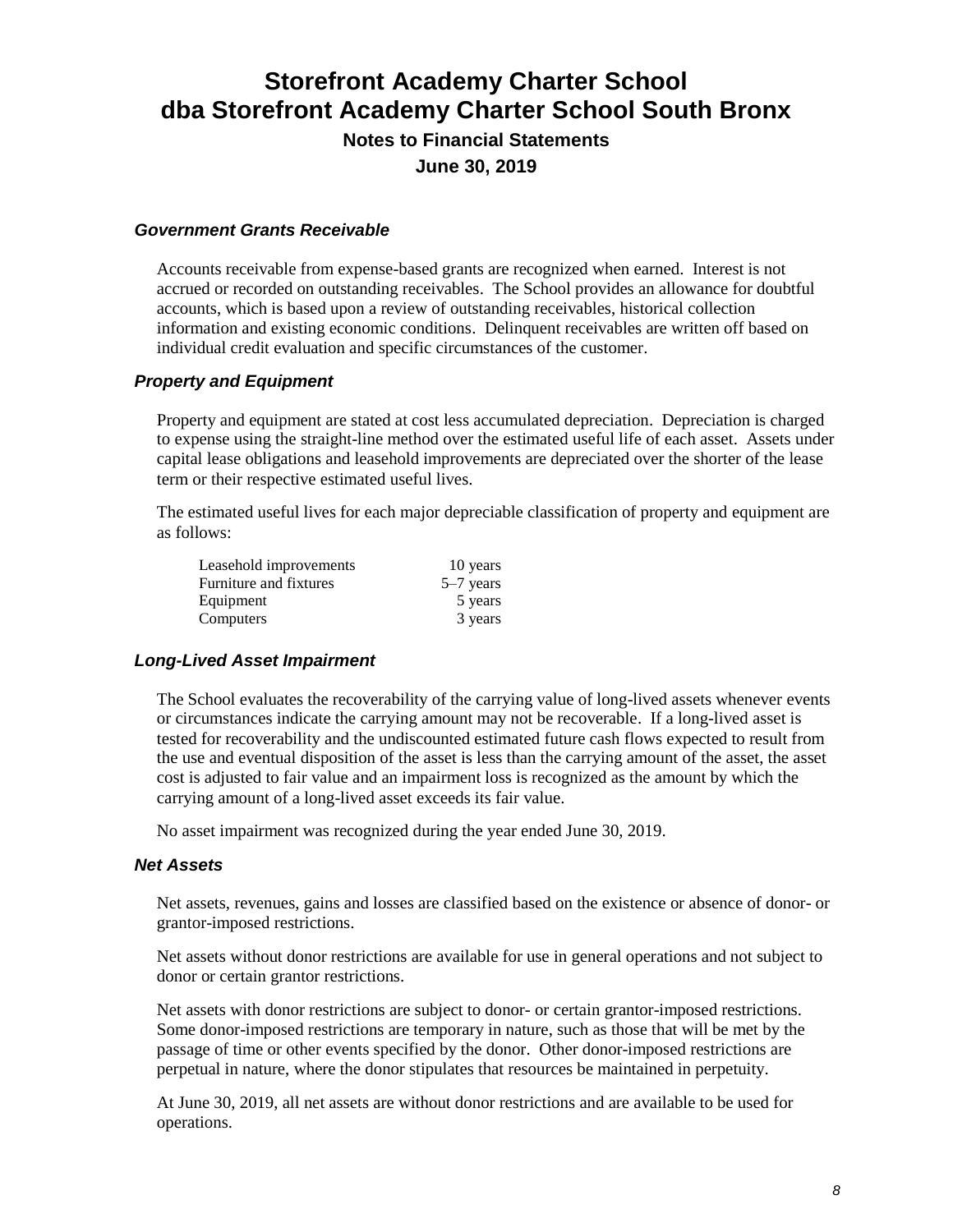# Storefront Academy Charter School
# dba Storefront Academy Charter School South Bronx

## Notes to Financial Statements

## June 30, 2019

### *Government Grants Receivable*

Accounts receivable from expense-based grants are recognized when earned. Interest is not accrued or recorded on outstanding receivables. The School provides an allowance for doubtful accounts, which is based upon a review of outstanding receivables, historical collection information and existing economic conditions. Delinquent receivables are written off based on individual credit evaluation and specific circumstances of the customer.

### *Property and Equipment*

Property and equipment are stated at cost less accumulated depreciation. Depreciation is charged to expense using the straight-line method over the estimated useful life of each asset. Assets under capital lease obligations and leasehold improvements are depreciated over the shorter of the lease term or their respective estimated useful lives.

The estimated useful lives for each major depreciable classification of property and equipment are as follows:

| | |
|---|---|
| Leasehold improvements | 10 years |
| Furniture and fixtures | 5–7 years |
| Equipment | 5 years |
| Computers | 3 years |

### *Long-Lived Asset Impairment*

The School evaluates the recoverability of the carrying value of long-lived assets whenever events or circumstances indicate the carrying amount may not be recoverable. If a long-lived asset is tested for recoverability and the undiscounted estimated future cash flows expected to result from the use and eventual disposition of the asset is less than the carrying amount of the asset, the asset cost is adjusted to fair value and an impairment loss is recognized as the amount by which the carrying amount of a long-lived asset exceeds its fair value.

No asset impairment was recognized during the year ended June 30, 2019.

### *Net Assets*

Net assets, revenues, gains and losses are classified based on the existence or absence of donor- or grantor-imposed restrictions.

Net assets without donor restrictions are available for use in general operations and not subject to donor or certain grantor restrictions.

Net assets with donor restrictions are subject to donor- or certain grantor-imposed restrictions. Some donor-imposed restrictions are temporary in nature, such as those that will be met by the passage of time or other events specified by the donor. Other donor-imposed restrictions are perpetual in nature, where the donor stipulates that resources be maintained in perpetuity.

At June 30, 2019, all net assets are without donor restrictions and are available to be used for operations.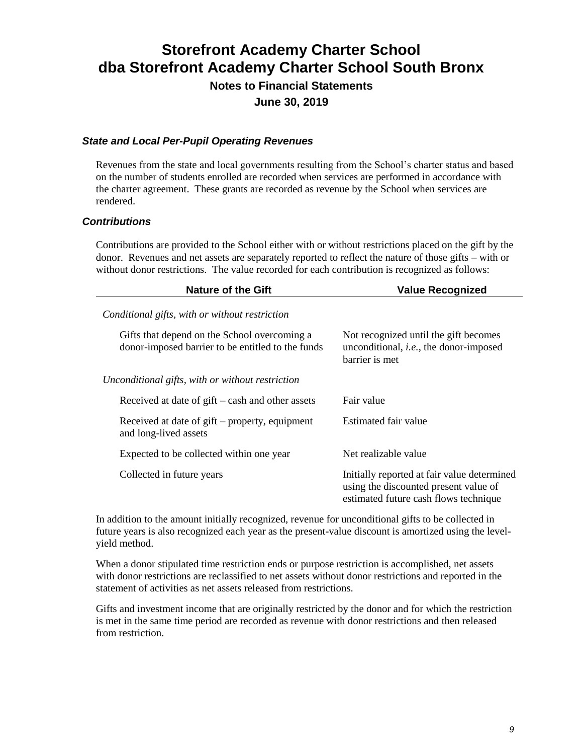### *State and Local Per-Pupil Operating Revenues*

Revenues from the state and local governments resulting from the School's charter status and based on the number of students enrolled are recorded when services are performed in accordance with the charter agreement. These grants are recorded as revenue by the School when services are rendered.

### *Contributions*

Contributions are provided to the School either with or without restrictions placed on the gift by the donor. Revenues and net assets are separately reported to reflect the nature of those gifts – with or without donor restrictions. The value recorded for each contribution is recognized as follows:

| Nature of the Gift | Value Recognized |
|---|---|
| *Conditional gifts, with or without restriction* | |
| Gifts that depend on the School overcoming a donor-imposed barrier to be entitled to the funds | Not recognized until the gift becomes unconditional, *i.e.*, the donor-imposed barrier is met |
| *Unconditional gifts, with or without restriction* | |
| Received at date of gift – cash and other assets | Fair value |
| Received at date of gift – property, equipment and long-lived assets | Estimated fair value |
| Expected to be collected within one year | Net realizable value |
| Collected in future years | Initially reported at fair value determined using the discounted present value of estimated future cash flows technique |

In addition to the amount initially recognized, revenue for unconditional gifts to be collected in future years is also recognized each year as the present-value discount is amortized using the level-yield method.

When a donor stipulated time restriction ends or purpose restriction is accomplished, net assets with donor restrictions are reclassified to net assets without donor restrictions and reported in the statement of activities as net assets released from restrictions.

Gifts and investment income that are originally restricted by the donor and for which the restriction is met in the same time period are recorded as revenue with donor restrictions and then released from restriction.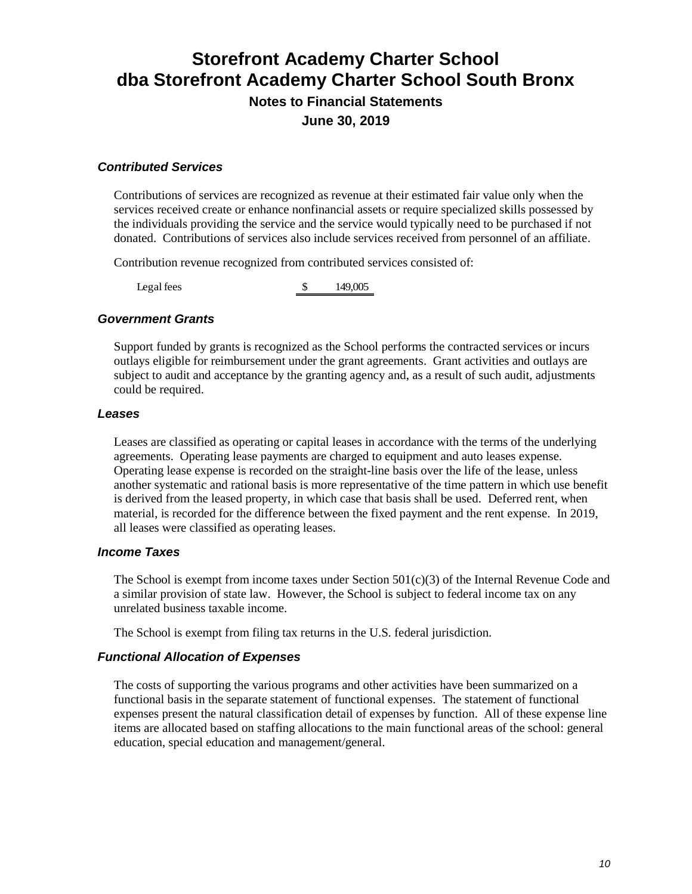# Storefront Academy Charter School
# dba Storefront Academy Charter School South Bronx
## Notes to Financial Statements
## June 30, 2019

### *Contributed Services*

Contributions of services are recognized as revenue at their estimated fair value only when the services received create or enhance nonfinancial assets or require specialized skills possessed by the individuals providing the service and the service would typically need to be purchased if not donated. Contributions of services also include services received from personnel of an affiliate.

Contribution revenue recognized from contributed services consisted of:

| | |
|---|---|
| Legal fees | $ 149,005 |

### *Government Grants*

Support funded by grants is recognized as the School performs the contracted services or incurs outlays eligible for reimbursement under the grant agreements. Grant activities and outlays are subject to audit and acceptance by the granting agency and, as a result of such audit, adjustments could be required.

### *Leases*

Leases are classified as operating or capital leases in accordance with the terms of the underlying agreements. Operating lease payments are charged to equipment and auto leases expense. Operating lease expense is recorded on the straight-line basis over the life of the lease, unless another systematic and rational basis is more representative of the time pattern in which use benefit is derived from the leased property, in which case that basis shall be used. Deferred rent, when material, is recorded for the difference between the fixed payment and the rent expense. In 2019, all leases were classified as operating leases.

### *Income Taxes*

The School is exempt from income taxes under Section 501(c)(3) of the Internal Revenue Code and a similar provision of state law. However, the School is subject to federal income tax on any unrelated business taxable income.

The School is exempt from filing tax returns in the U.S. federal jurisdiction.

### *Functional Allocation of Expenses*

The costs of supporting the various programs and other activities have been summarized on a functional basis in the separate statement of functional expenses. The statement of functional expenses present the natural classification detail of expenses by function. All of these expense line items are allocated based on staffing allocations to the main functional areas of the school: general education, special education and management/general.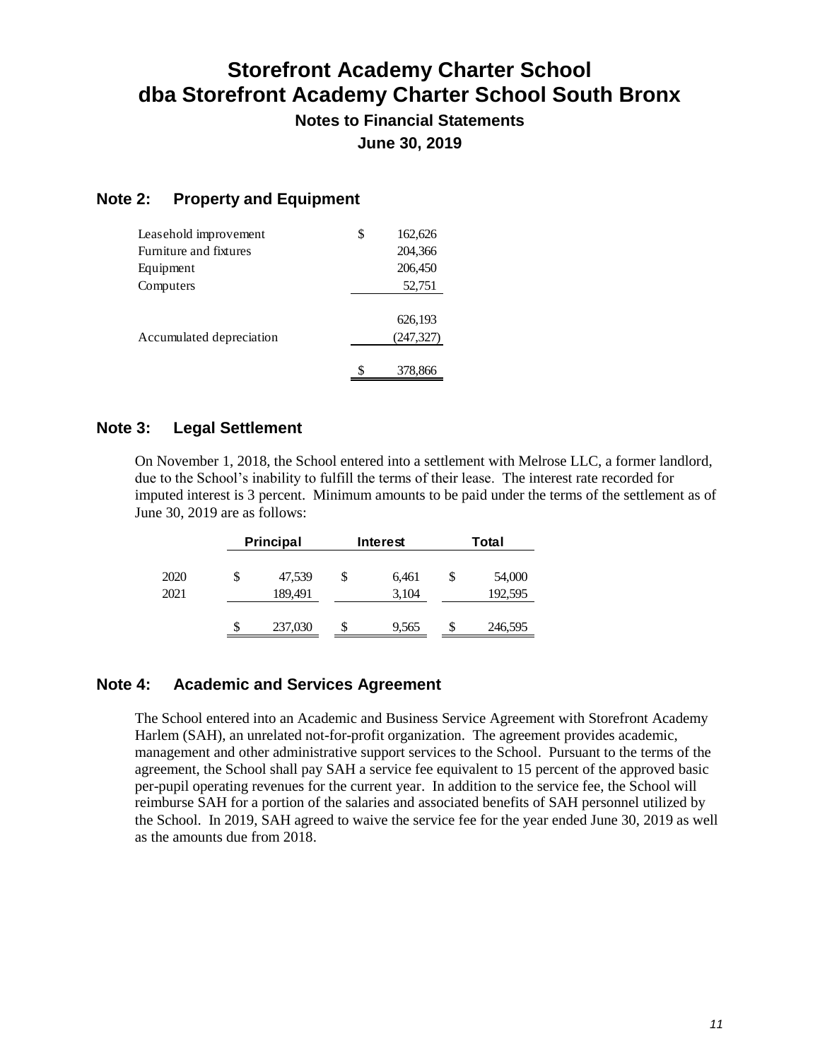# Storefront Academy Charter School
# dba Storefront Academy Charter School South Bronx

### Notes to Financial Statements

### June 30, 2019

## Note 2: Property and Equipment

| | |
|---|---|
| Leasehold improvement | $ 162,626 |
| Furniture and fixtures | 204,366 |
| Equipment | 206,450 |
| Computers | 52,751 |
| | 626,193 |
| Accumulated depreciation | (247,327) |
| | $ 378,866 |

## Note 3: Legal Settlement

On November 1, 2018, the School entered into a settlement with Melrose LLC, a former landlord, due to the School's inability to fulfill the terms of their lease. The interest rate recorded for imputed interest is 3 percent. Minimum amounts to be paid under the terms of the settlement as of June 30, 2019 are as follows:

| | Principal | Interest | Total |
|---|---|---|---|
| 2020 | $ 47,539 | $ 6,461 | $ 54,000 |
| 2021 | 189,491 | 3,104 | 192,595 |
| | $ 237,030 | $ 9,565 | $ 246,595 |

## Note 4: Academic and Services Agreement

The School entered into an Academic and Business Service Agreement with Storefront Academy Harlem (SAH), an unrelated not-for-profit organization. The agreement provides academic, management and other administrative support services to the School. Pursuant to the terms of the agreement, the School shall pay SAH a service fee equivalent to 15 percent of the approved basic per-pupil operating revenues for the current year. In addition to the service fee, the School will reimburse SAH for a portion of the salaries and associated benefits of SAH personnel utilized by the School. In 2019, SAH agreed to waive the service fee for the year ended June 30, 2019 as well as the amounts due from 2018.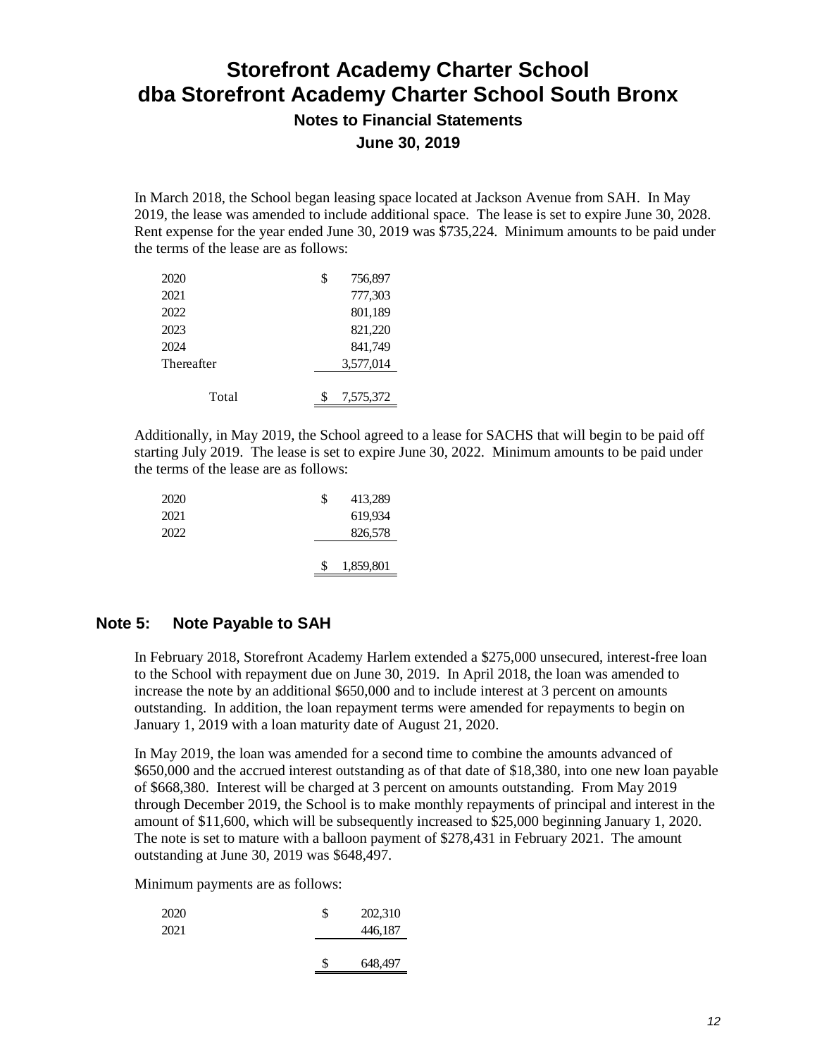In March 2018, the School began leasing space located at Jackson Avenue from SAH. In May 2019, the lease was amended to include additional space. The lease is set to expire June 30, 2028. Rent expense for the year ended June 30, 2019 was $735,224. Minimum amounts to be paid under the terms of the lease are as follows:

| | |
|---|---|
| 2020 | $ 756,897 |
| 2021 | 777,303 |
| 2022 | 801,189 |
| 2023 | 821,220 |
| 2024 | 841,749 |
| Thereafter | 3,577,014 |
| Total | $ 7,575,372 |

Additionally, in May 2019, the School agreed to a lease for SACHS that will begin to be paid off starting July 2019. The lease is set to expire June 30, 2022. Minimum amounts to be paid under the terms of the lease are as follows:

| | |
|---|---|
| 2020 | $ 413,289 |
| 2021 | 619,934 |
| 2022 | 826,578 |
| | $ 1,859,801 |

## Note 5: Note Payable to SAH

In February 2018, Storefront Academy Harlem extended a $275,000 unsecured, interest-free loan to the School with repayment due on June 30, 2019. In April 2018, the loan was amended to increase the note by an additional $650,000 and to include interest at 3 percent on amounts outstanding. In addition, the loan repayment terms were amended for repayments to begin on January 1, 2019 with a loan maturity date of August 21, 2020.

In May 2019, the loan was amended for a second time to combine the amounts advanced of $650,000 and the accrued interest outstanding as of that date of $18,380, into one new loan payable of $668,380. Interest will be charged at 3 percent on amounts outstanding. From May 2019 through December 2019, the School is to make monthly repayments of principal and interest in the amount of $11,600, which will be subsequently increased to $25,000 beginning January 1, 2020. The note is set to mature with a balloon payment of $278,431 in February 2021. The amount outstanding at June 30, 2019 was $648,497.

Minimum payments are as follows:

| | |
|---|---|
| 2020 | $ 202,310 |
| 2021 | 446,187 |
| | $ 648,497 |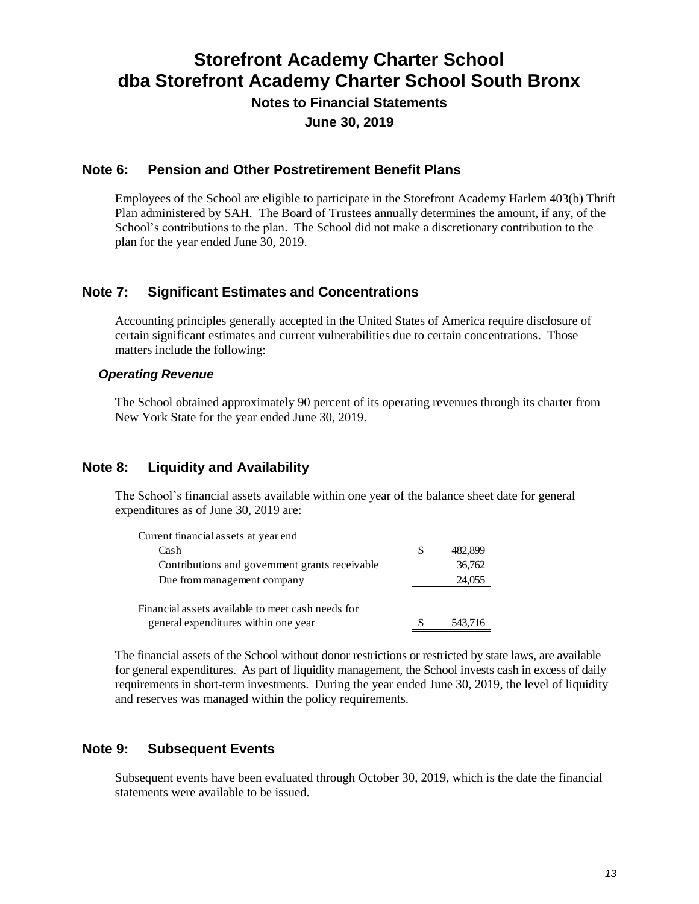# Storefront Academy Charter School
# dba Storefront Academy Charter School South Bronx
## Notes to Financial Statements
## June 30, 2019

## Note 6: Pension and Other Postretirement Benefit Plans

Employees of the School are eligible to participate in the Storefront Academy Harlem 403(b) Thrift Plan administered by SAH. The Board of Trustees annually determines the amount, if any, of the School's contributions to the plan. The School did not make a discretionary contribution to the plan for the year ended June 30, 2019.

## Note 7: Significant Estimates and Concentrations

Accounting principles generally accepted in the United States of America require disclosure of certain significant estimates and current vulnerabilities due to certain concentrations. Those matters include the following:

### *Operating Revenue*

The School obtained approximately 90 percent of its operating revenues through its charter from New York State for the year ended June 30, 2019.

## Note 8: Liquidity and Availability

The School's financial assets available within one year of the balance sheet date for general expenditures as of June 30, 2019 are:

| | |
|---|---|
| Current financial assets at year end | |
| Cash | $ 482,899 |
| Contributions and government grants receivable | 36,762 |
| Due from management company | 24,055 |
| Financial assets available to meet cash needs for general expenditures within one year | $ 543,716 |

The financial assets of the School without donor restrictions or restricted by state laws, are available for general expenditures. As part of liquidity management, the School invests cash in excess of daily requirements in short-term investments. During the year ended June 30, 2019, the level of liquidity and reserves was managed within the policy requirements.

## Note 9: Subsequent Events

Subsequent events have been evaluated through October 30, 2019, which is the date the financial statements were available to be issued.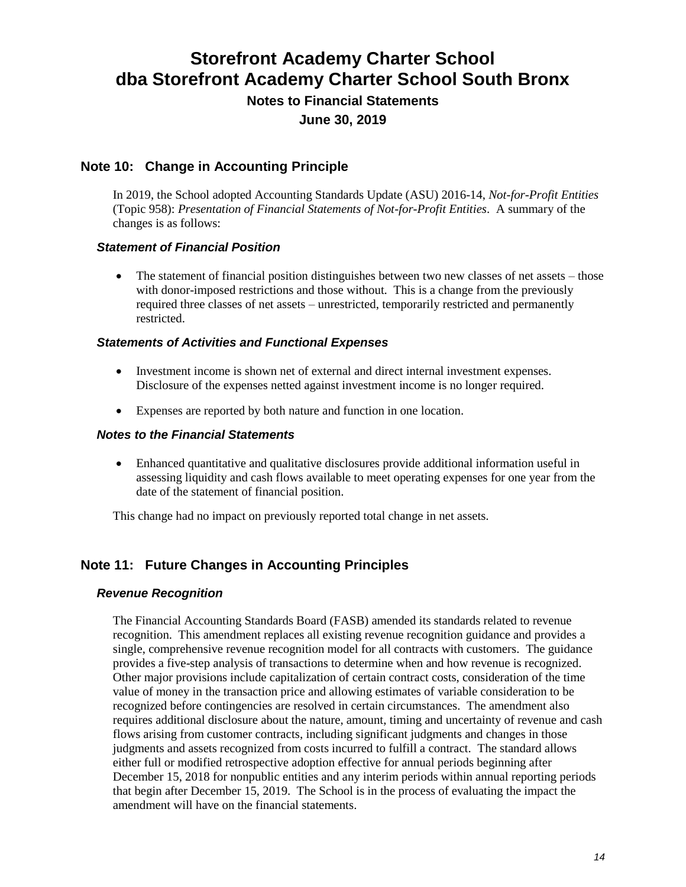# Storefront Academy Charter School
# dba Storefront Academy Charter School South Bronx

### Notes to Financial Statements

### June 30, 2019

## Note 10: Change in Accounting Principle

In 2019, the School adopted Accounting Standards Update (ASU) 2016-14, *Not-for-Profit Entities* (Topic 958): *Presentation of Financial Statements of Not-for-Profit Entities*. A summary of the changes is as follows:

### *Statement of Financial Position*

- The statement of financial position distinguishes between two new classes of net assets – those with donor-imposed restrictions and those without. This is a change from the previously required three classes of net assets – unrestricted, temporarily restricted and permanently restricted.

### *Statements of Activities and Functional Expenses*

- Investment income is shown net of external and direct internal investment expenses. Disclosure of the expenses netted against investment income is no longer required.

- Expenses are reported by both nature and function in one location.

### *Notes to the Financial Statements*

- Enhanced quantitative and qualitative disclosures provide additional information useful in assessing liquidity and cash flows available to meet operating expenses for one year from the date of the statement of financial position.

This change had no impact on previously reported total change in net assets.

## Note 11: Future Changes in Accounting Principles

### *Revenue Recognition*

The Financial Accounting Standards Board (FASB) amended its standards related to revenue recognition. This amendment replaces all existing revenue recognition guidance and provides a single, comprehensive revenue recognition model for all contracts with customers. The guidance provides a five-step analysis of transactions to determine when and how revenue is recognized. Other major provisions include capitalization of certain contract costs, consideration of the time value of money in the transaction price and allowing estimates of variable consideration to be recognized before contingencies are resolved in certain circumstances. The amendment also requires additional disclosure about the nature, amount, timing and uncertainty of revenue and cash flows arising from customer contracts, including significant judgments and changes in those judgments and assets recognized from costs incurred to fulfill a contract. The standard allows either full or modified retrospective adoption effective for annual periods beginning after December 15, 2018 for nonpublic entities and any interim periods within annual reporting periods that begin after December 15, 2019. The School is in the process of evaluating the impact the amendment will have on the financial statements.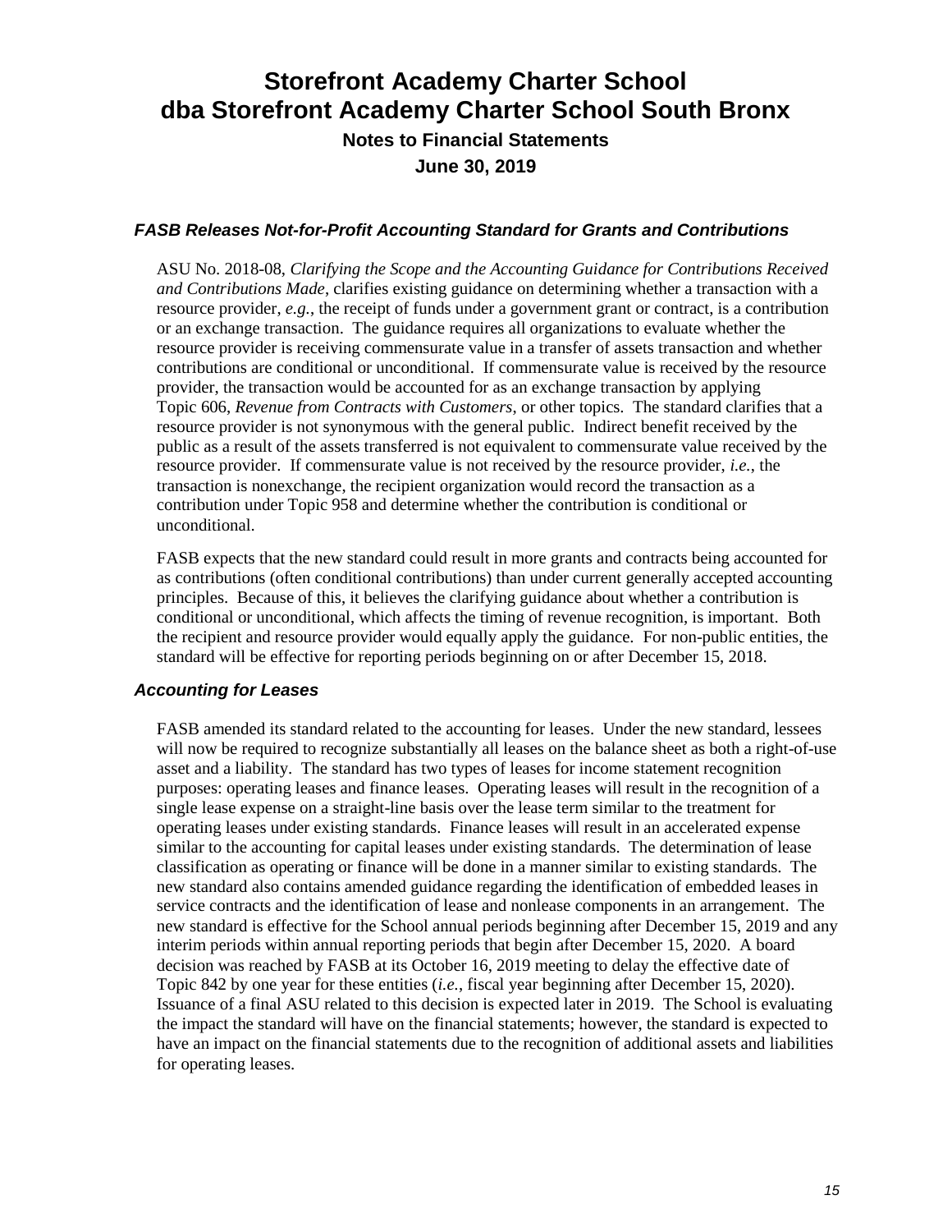### *FASB Releases Not-for-Profit Accounting Standard for Grants and Contributions*

ASU No. 2018-08, *Clarifying the Scope and the Accounting Guidance for Contributions Received and Contributions Made*, clarifies existing guidance on determining whether a transaction with a resource provider, *e.g.*, the receipt of funds under a government grant or contract, is a contribution or an exchange transaction. The guidance requires all organizations to evaluate whether the resource provider is receiving commensurate value in a transfer of assets transaction and whether contributions are conditional or unconditional. If commensurate value is received by the resource provider, the transaction would be accounted for as an exchange transaction by applying Topic 606, *Revenue from Contracts with Customers*, or other topics. The standard clarifies that a resource provider is not synonymous with the general public. Indirect benefit received by the public as a result of the assets transferred is not equivalent to commensurate value received by the resource provider. If commensurate value is not received by the resource provider, *i.e.*, the transaction is nonexchange, the recipient organization would record the transaction as a contribution under Topic 958 and determine whether the contribution is conditional or unconditional.

FASB expects that the new standard could result in more grants and contracts being accounted for as contributions (often conditional contributions) than under current generally accepted accounting principles. Because of this, it believes the clarifying guidance about whether a contribution is conditional or unconditional, which affects the timing of revenue recognition, is important. Both the recipient and resource provider would equally apply the guidance. For non-public entities, the standard will be effective for reporting periods beginning on or after December 15, 2018.

### *Accounting for Leases*

FASB amended its standard related to the accounting for leases. Under the new standard, lessees will now be required to recognize substantially all leases on the balance sheet as both a right-of-use asset and a liability. The standard has two types of leases for income statement recognition purposes: operating leases and finance leases. Operating leases will result in the recognition of a single lease expense on a straight-line basis over the lease term similar to the treatment for operating leases under existing standards. Finance leases will result in an accelerated expense similar to the accounting for capital leases under existing standards. The determination of lease classification as operating or finance will be done in a manner similar to existing standards. The new standard also contains amended guidance regarding the identification of embedded leases in service contracts and the identification of lease and nonlease components in an arrangement. The new standard is effective for the School annual periods beginning after December 15, 2019 and any interim periods within annual reporting periods that begin after December 15, 2020. A board decision was reached by FASB at its October 16, 2019 meeting to delay the effective date of Topic 842 by one year for these entities (*i.e.*, fiscal year beginning after December 15, 2020). Issuance of a final ASU related to this decision is expected later in 2019. The School is evaluating the impact the standard will have on the financial statements; however, the standard is expected to have an impact on the financial statements due to the recognition of additional assets and liabilities for operating leases.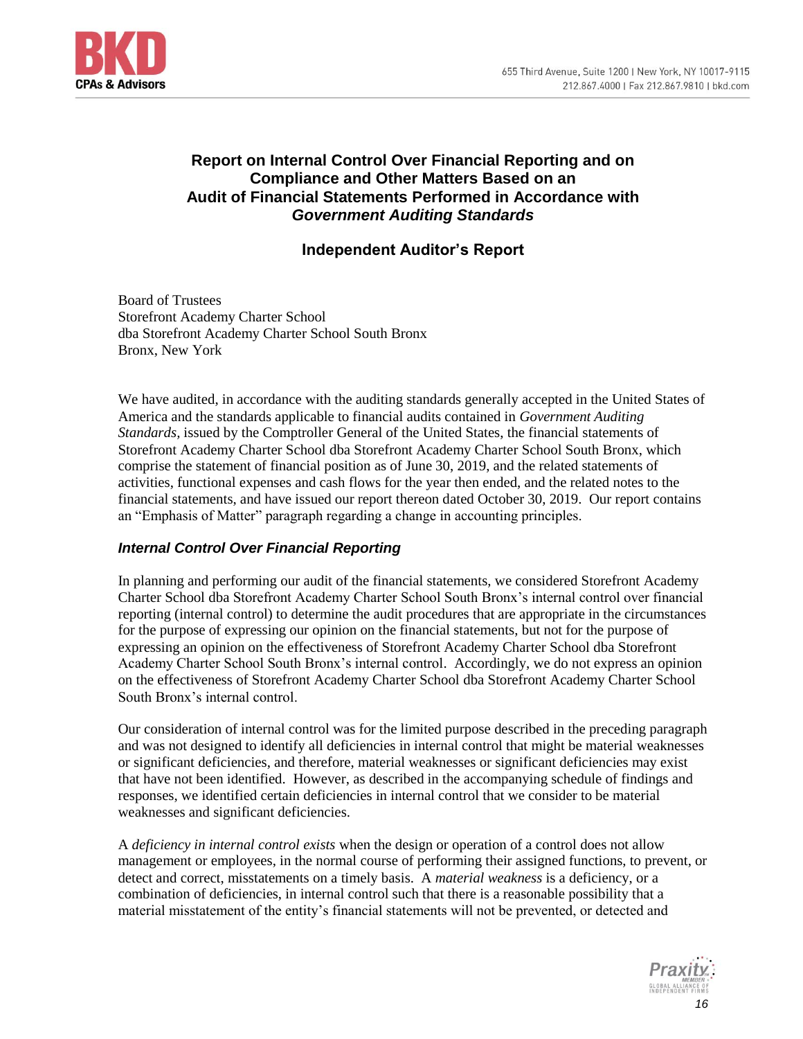# Report on Internal Control Over Financial Reporting and on Compliance and Other Matters Based on an Audit of Financial Statements Performed in Accordance with *Government Auditing Standards*

## Independent Auditor's Report

Board of Trustees
Storefront Academy Charter School
dba Storefront Academy Charter School South Bronx
Bronx, New York

We have audited, in accordance with the auditing standards generally accepted in the United States of America and the standards applicable to financial audits contained in *Government Auditing Standards,* issued by the Comptroller General of the United States, the financial statements of Storefront Academy Charter School dba Storefront Academy Charter School South Bronx, which comprise the statement of financial position as of June 30, 2019, and the related statements of activities, functional expenses and cash flows for the year then ended, and the related notes to the financial statements, and have issued our report thereon dated October 30, 2019. Our report contains an "Emphasis of Matter" paragraph regarding a change in accounting principles.

### *Internal Control Over Financial Reporting*

In planning and performing our audit of the financial statements, we considered Storefront Academy Charter School dba Storefront Academy Charter School South Bronx's internal control over financial reporting (internal control) to determine the audit procedures that are appropriate in the circumstances for the purpose of expressing our opinion on the financial statements, but not for the purpose of expressing an opinion on the effectiveness of Storefront Academy Charter School dba Storefront Academy Charter School South Bronx's internal control. Accordingly, we do not express an opinion on the effectiveness of Storefront Academy Charter School dba Storefront Academy Charter School South Bronx's internal control.

Our consideration of internal control was for the limited purpose described in the preceding paragraph and was not designed to identify all deficiencies in internal control that might be material weaknesses or significant deficiencies, and therefore, material weaknesses or significant deficiencies may exist that have not been identified. However, as described in the accompanying schedule of findings and responses, we identified certain deficiencies in internal control that we consider to be material weaknesses and significant deficiencies.

A *deficiency in internal control exists* when the design or operation of a control does not allow management or employees, in the normal course of performing their assigned functions, to prevent, or detect and correct, misstatements on a timely basis. A *material weakness* is a deficiency, or a combination of deficiencies, in internal control such that there is a reasonable possibility that a material misstatement of the entity's financial statements will not be prevented, or detected and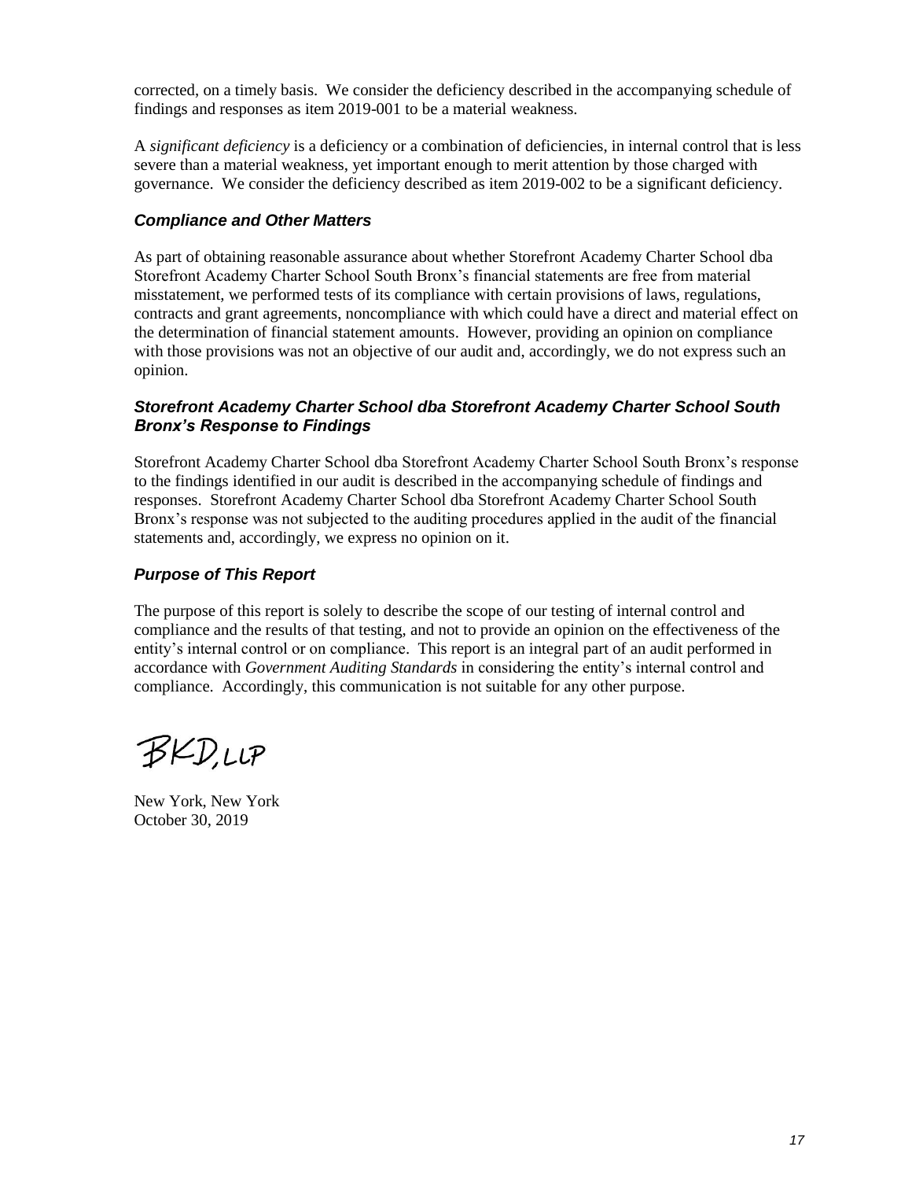corrected, on a timely basis. We consider the deficiency described in the accompanying schedule of findings and responses as item 2019-001 to be a material weakness.

A *significant deficiency* is a deficiency or a combination of deficiencies, in internal control that is less severe than a material weakness, yet important enough to merit attention by those charged with governance. We consider the deficiency described as item 2019-002 to be a significant deficiency.

### *Compliance and Other Matters*

As part of obtaining reasonable assurance about whether Storefront Academy Charter School dba Storefront Academy Charter School South Bronx's financial statements are free from material misstatement, we performed tests of its compliance with certain provisions of laws, regulations, contracts and grant agreements, noncompliance with which could have a direct and material effect on the determination of financial statement amounts. However, providing an opinion on compliance with those provisions was not an objective of our audit and, accordingly, we do not express such an opinion.

### *Storefront Academy Charter School dba Storefront Academy Charter School South Bronx's Response to Findings*

Storefront Academy Charter School dba Storefront Academy Charter School South Bronx's response to the findings identified in our audit is described in the accompanying schedule of findings and responses. Storefront Academy Charter School dba Storefront Academy Charter School South Bronx's response was not subjected to the auditing procedures applied in the audit of the financial statements and, accordingly, we express no opinion on it.

### *Purpose of This Report*

The purpose of this report is solely to describe the scope of our testing of internal control and compliance and the results of that testing, and not to provide an opinion on the effectiveness of the entity's internal control or on compliance. This report is an integral part of an audit performed in accordance with *Government Auditing Standards* in considering the entity's internal control and compliance. Accordingly, this communication is not suitable for any other purpose.

BKD, LLP

New York, New York
October 30, 2019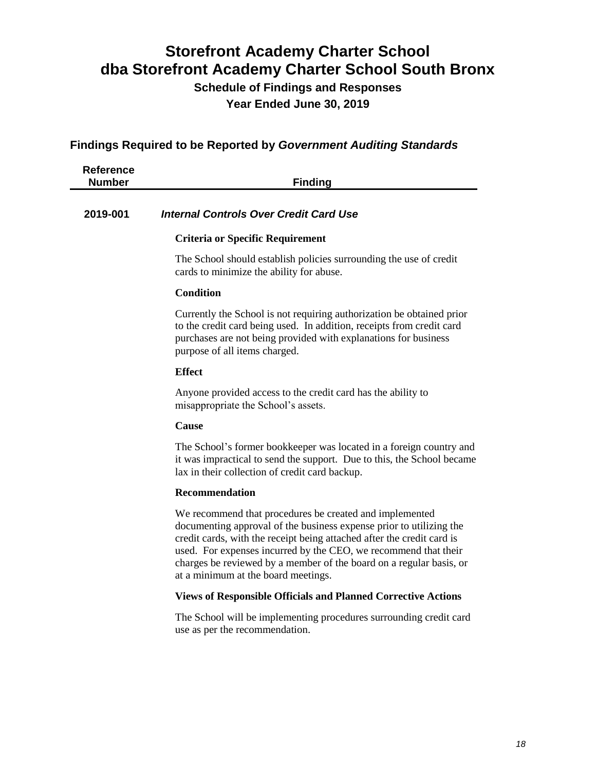# Storefront Academy Charter School
# dba Storefront Academy Charter School South Bronx

### Schedule of Findings and Responses

### Year Ended June 30, 2019

## Findings Required to be Reported by *Government Auditing Standards*

| Reference Number | Finding |
|---|---|

**2019-001** ***Internal Controls Over Credit Card Use***

**Criteria or Specific Requirement**

The School should establish policies surrounding the use of credit cards to minimize the ability for abuse.

**Condition**

Currently the School is not requiring authorization be obtained prior to the credit card being used. In addition, receipts from credit card purchases are not being provided with explanations for business purpose of all items charged.

**Effect**

Anyone provided access to the credit card has the ability to misappropriate the School's assets.

**Cause**

The School's former bookkeeper was located in a foreign country and it was impractical to send the support. Due to this, the School became lax in their collection of credit card backup.

**Recommendation**

We recommend that procedures be created and implemented documenting approval of the business expense prior to utilizing the credit cards, with the receipt being attached after the credit card is used. For expenses incurred by the CEO, we recommend that their charges be reviewed by a member of the board on a regular basis, or at a minimum at the board meetings.

**Views of Responsible Officials and Planned Corrective Actions**

The School will be implementing procedures surrounding credit card use as per the recommendation.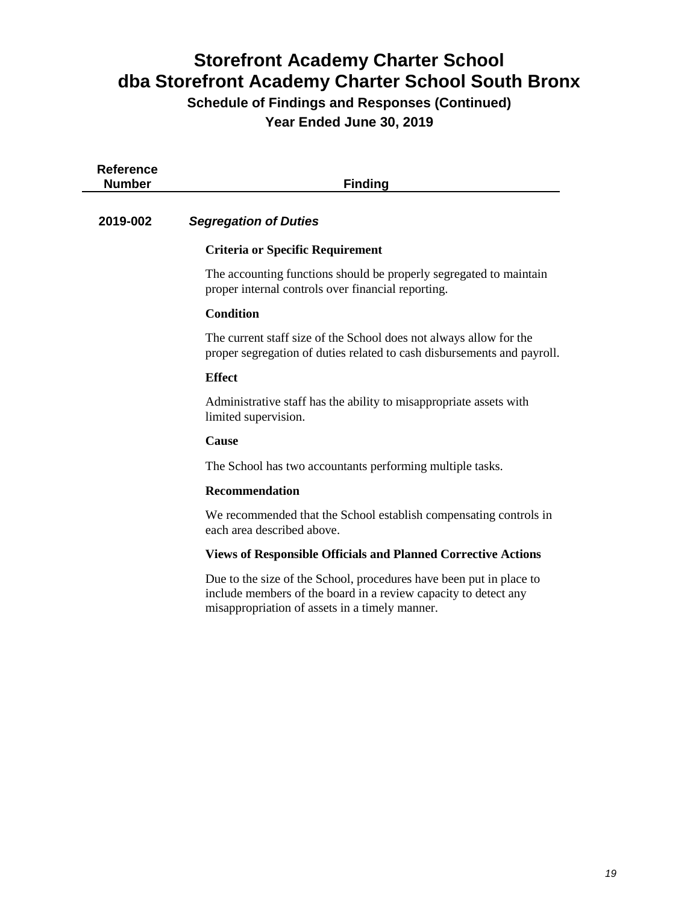# Storefront Academy Charter School
# dba Storefront Academy Charter School South Bronx
## Schedule of Findings and Responses (Continued)
## Year Ended June 30, 2019

| Reference Number | Finding |
|---|---|

**2019-002** ***Segregation of Duties***

**Criteria or Specific Requirement**

The accounting functions should be properly segregated to maintain proper internal controls over financial reporting.

**Condition**

The current staff size of the School does not always allow for the proper segregation of duties related to cash disbursements and payroll.

**Effect**

Administrative staff has the ability to misappropriate assets with limited supervision.

**Cause**

The School has two accountants performing multiple tasks.

**Recommendation**

We recommended that the School establish compensating controls in each area described above.

**Views of Responsible Officials and Planned Corrective Actions**

Due to the size of the School, procedures have been put in place to include members of the board in a review capacity to detect any misappropriation of assets in a timely manner.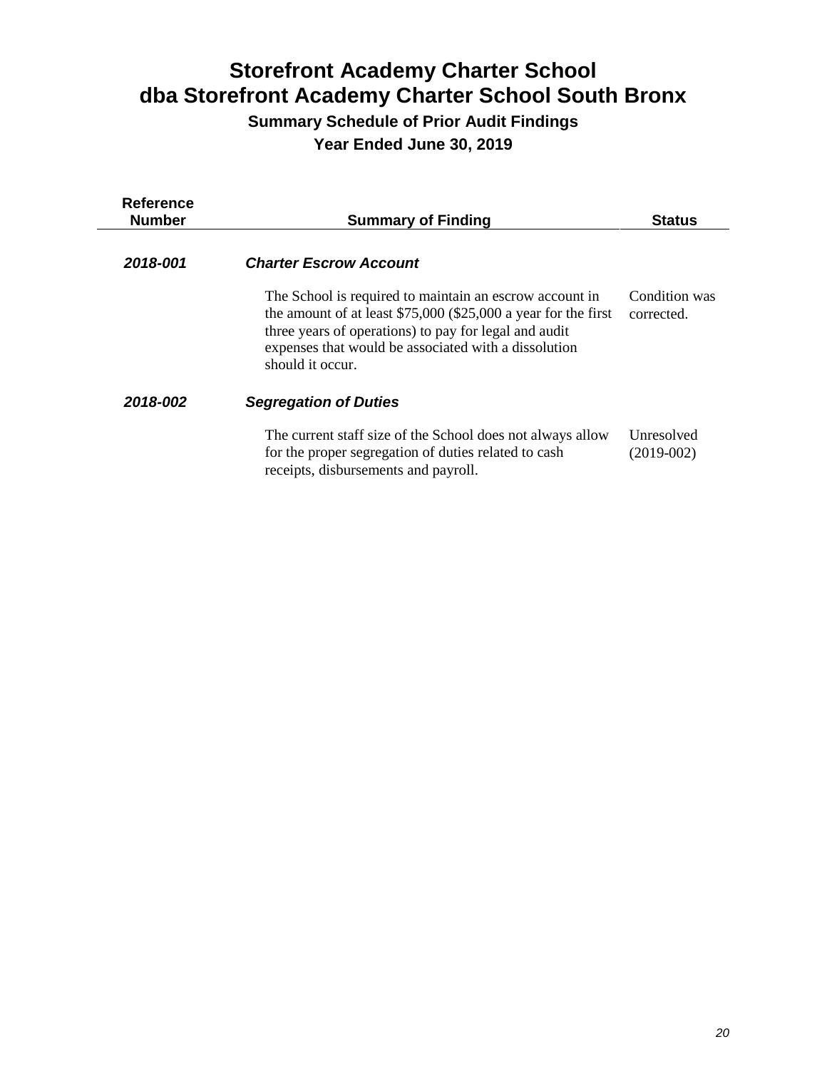# Storefront Academy Charter School
# dba Storefront Academy Charter School South Bronx

## Summary Schedule of Prior Audit Findings

## Year Ended June 30, 2019

| Reference Number | Summary of Finding | Status |
|---|---|---|
| ***2018-001*** | ***Charter Escrow Account*** | |
| | The School is required to maintain an escrow account in the amount of at least $75,000 ($25,000 a year for the first three years of operations) to pay for legal and audit expenses that would be associated with a dissolution should it occur. | Condition was corrected. |
| ***2018-002*** | ***Segregation of Duties*** | |
| | The current staff size of the School does not always allow for the proper segregation of duties related to cash receipts, disbursements and payroll. | Unresolved (2019-002) |